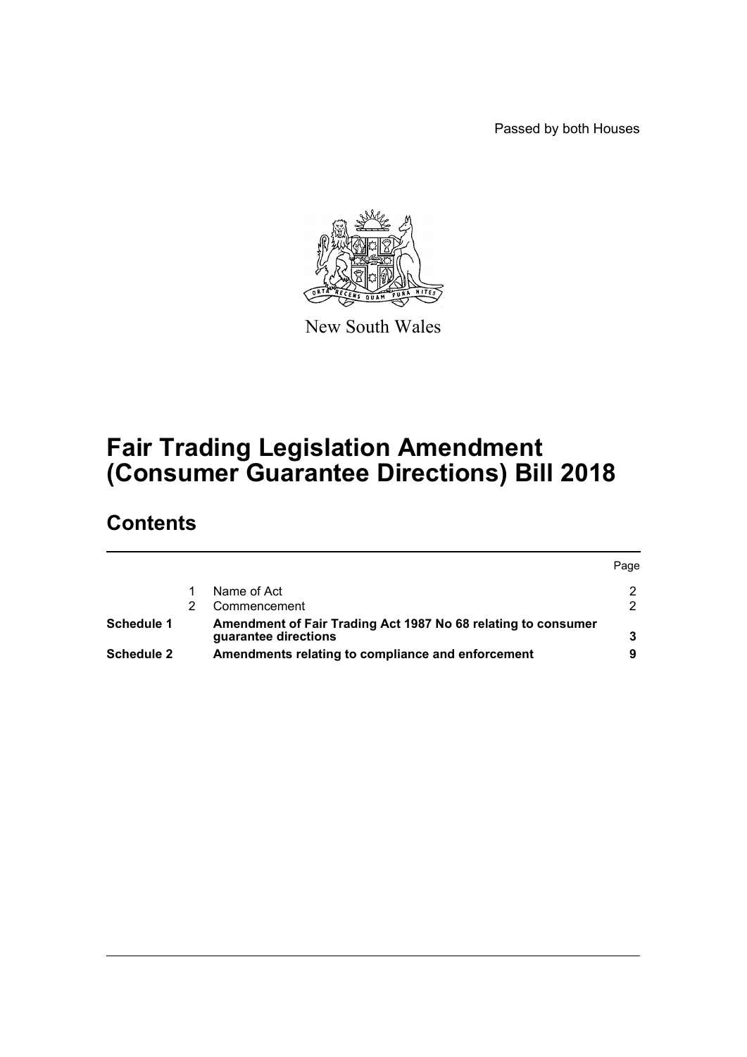Passed by both Houses

New South Wales

# Fair Trading Legislation Amendment (Consumer Guarantee Directions) Bill 2018

## Contents

| | | | Page |
|---|---|---|---|
| | 1 | Name of Act | 2 |
| | 2 | Commencement | 2 |
| **Schedule 1** | | **Amendment of Fair Trading Act 1987 No 68 relating to consumer guarantee directions** | **3** |
| **Schedule 2** | | **Amendments relating to compliance and enforcement** | **9** |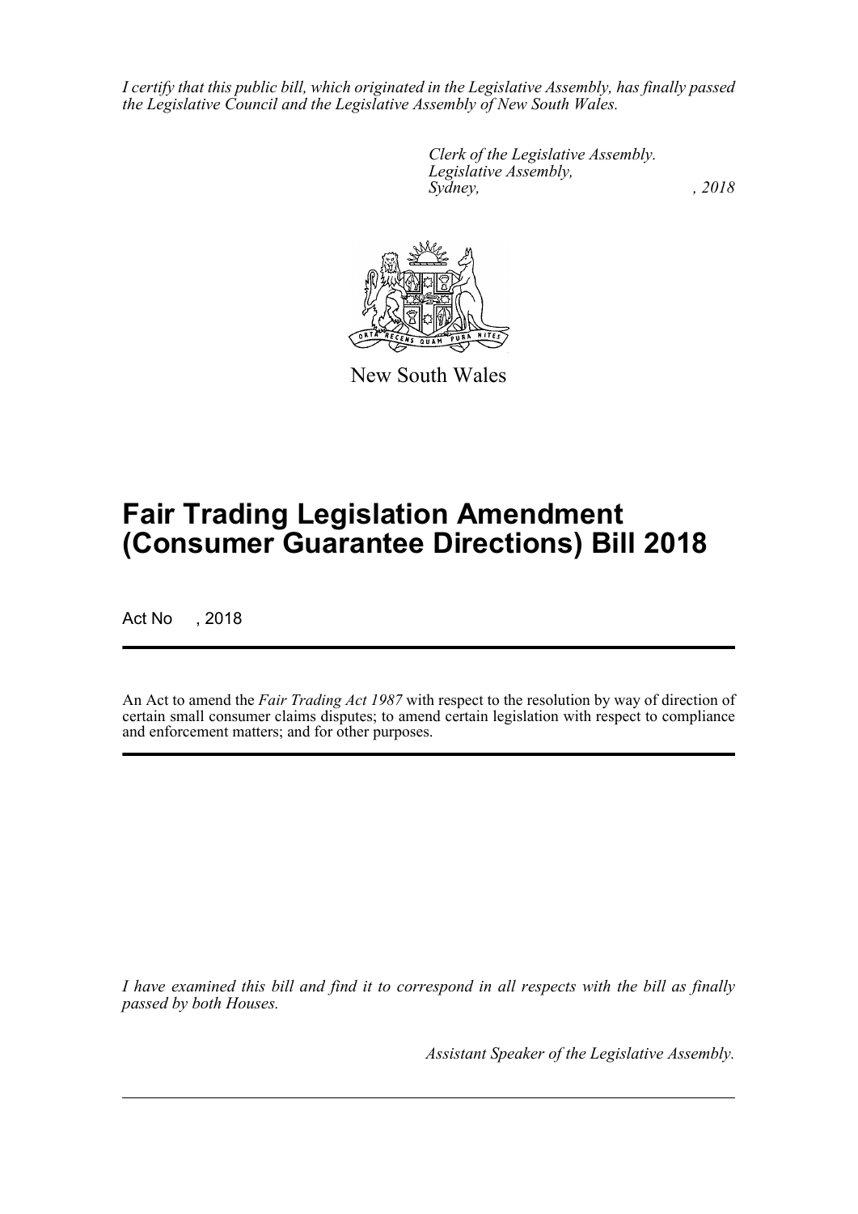*I certify that this public bill, which originated in the Legislative Assembly, has finally passed the Legislative Council and the Legislative Assembly of New South Wales.*

*Clerk of the Legislative Assembly.*
*Legislative Assembly,*
*Sydney, , 2018*

New South Wales

# Fair Trading Legislation Amendment (Consumer Guarantee Directions) Bill 2018

Act No , 2018

An Act to amend the *Fair Trading Act 1987* with respect to the resolution by way of direction of certain small consumer claims disputes; to amend certain legislation with respect to compliance and enforcement matters; and for other purposes.

*I have examined this bill and find it to correspond in all respects with the bill as finally passed by both Houses.*

*Assistant Speaker of the Legislative Assembly.*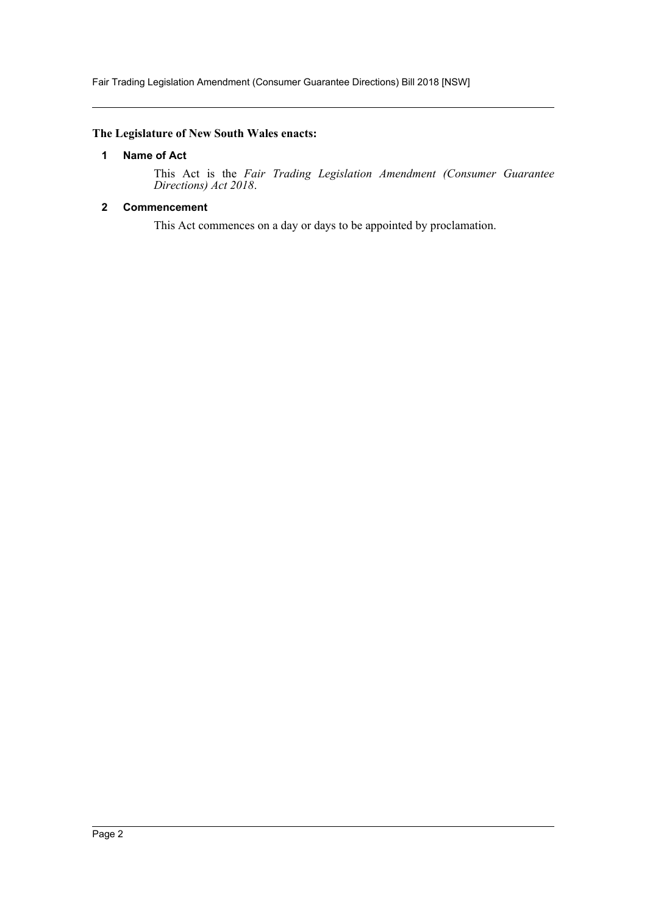**The Legislature of New South Wales enacts:**

### 1 Name of Act

This Act is the *Fair Trading Legislation Amendment (Consumer Guarantee Directions) Act 2018*.

### 2 Commencement

This Act commences on a day or days to be appointed by proclamation.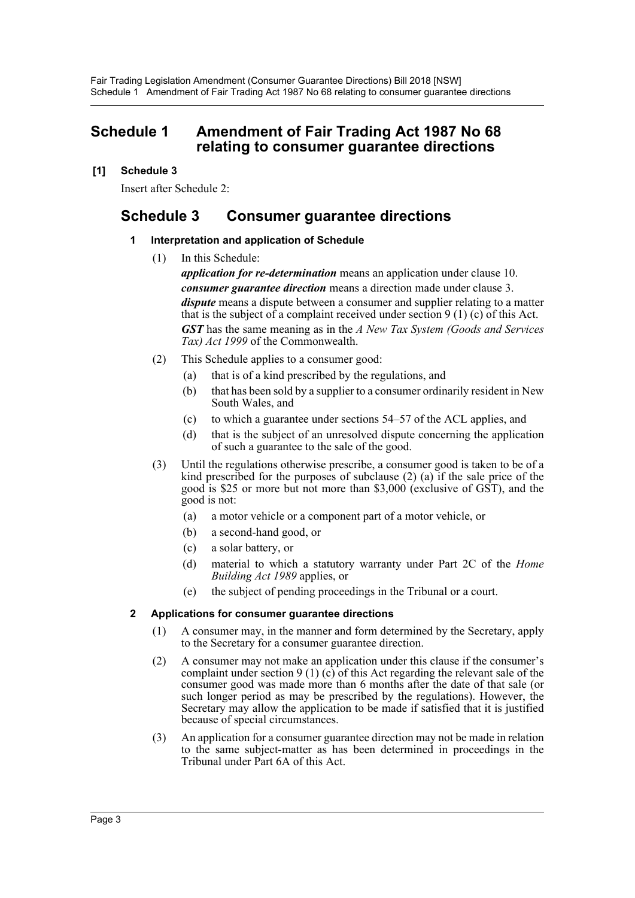# Schedule 1 Amendment of Fair Trading Act 1987 No 68 relating to consumer guarantee directions

**[1] Schedule 3**

Insert after Schedule 2:

## Schedule 3 Consumer guarantee directions

### 1 Interpretation and application of Schedule

(1) In this Schedule:

***application for re-determination*** means an application under clause 10.

***consumer guarantee direction*** means a direction made under clause 3.

***dispute*** means a dispute between a consumer and supplier relating to a matter that is the subject of a complaint received under section 9 (1) (c) of this Act.

***GST*** has the same meaning as in the *A New Tax System (Goods and Services Tax) Act 1999* of the Commonwealth.

(2) This Schedule applies to a consumer good:

- (a) that is of a kind prescribed by the regulations, and
- (b) that has been sold by a supplier to a consumer ordinarily resident in New South Wales, and
- (c) to which a guarantee under sections 54–57 of the ACL applies, and
- (d) that is the subject of an unresolved dispute concerning the application of such a guarantee to the sale of the good.

(3) Until the regulations otherwise prescribe, a consumer good is taken to be of a kind prescribed for the purposes of subclause (2) (a) if the sale price of the good is $25 or more but not more than $3,000 (exclusive of GST), and the good is not:

- (a) a motor vehicle or a component part of a motor vehicle, or
- (b) a second-hand good, or
- (c) a solar battery, or
- (d) material to which a statutory warranty under Part 2C of the *Home Building Act 1989* applies, or
- (e) the subject of pending proceedings in the Tribunal or a court.

### 2 Applications for consumer guarantee directions

(1) A consumer may, in the manner and form determined by the Secretary, apply to the Secretary for a consumer guarantee direction.

(2) A consumer may not make an application under this clause if the consumer's complaint under section 9 (1) (c) of this Act regarding the relevant sale of the consumer good was made more than 6 months after the date of that sale (or such longer period as may be prescribed by the regulations). However, the Secretary may allow the application to be made if satisfied that it is justified because of special circumstances.

(3) An application for a consumer guarantee direction may not be made in relation to the same subject-matter as has been determined in proceedings in the Tribunal under Part 6A of this Act.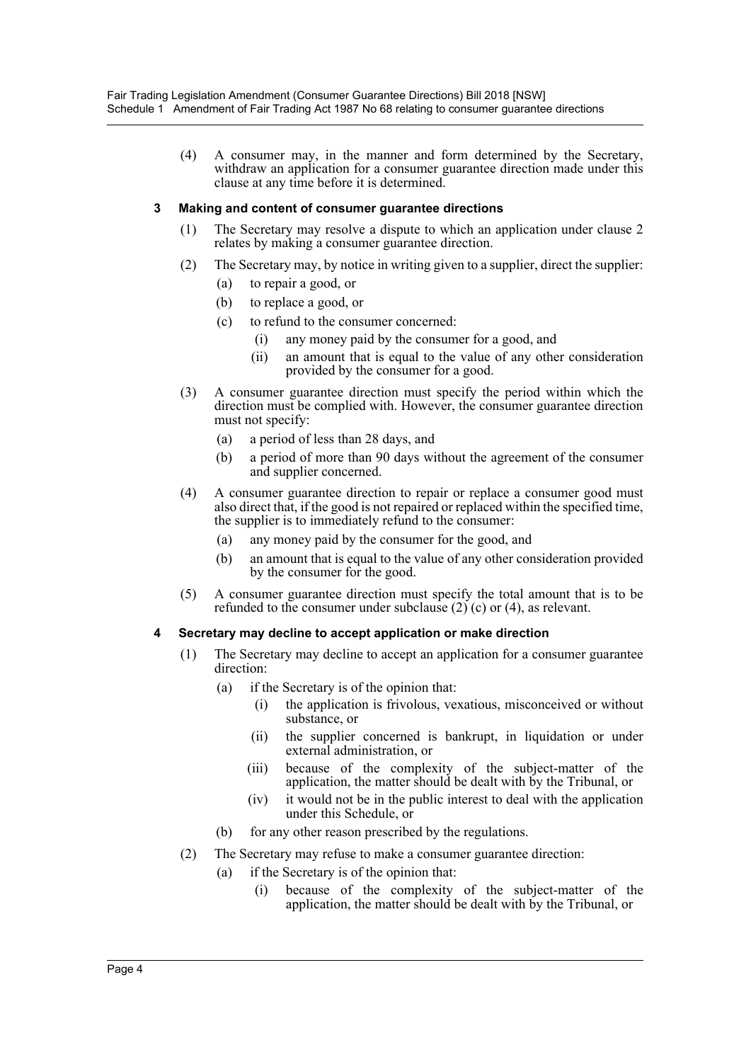(4) A consumer may, in the manner and form determined by the Secretary, withdraw an application for a consumer guarantee direction made under this clause at any time before it is determined.

### 3 Making and content of consumer guarantee directions

(1) The Secretary may resolve a dispute to which an application under clause 2 relates by making a consumer guarantee direction.

(2) The Secretary may, by notice in writing given to a supplier, direct the supplier:

(a) to repair a good, or

(b) to replace a good, or

(c) to refund to the consumer concerned:

(i) any money paid by the consumer for a good, and

(ii) an amount that is equal to the value of any other consideration provided by the consumer for a good.

(3) A consumer guarantee direction must specify the period within which the direction must be complied with. However, the consumer guarantee direction must not specify:

(a) a period of less than 28 days, and

(b) a period of more than 90 days without the agreement of the consumer and supplier concerned.

(4) A consumer guarantee direction to repair or replace a consumer good must also direct that, if the good is not repaired or replaced within the specified time, the supplier is to immediately refund to the consumer:

(a) any money paid by the consumer for the good, and

(b) an amount that is equal to the value of any other consideration provided by the consumer for the good.

(5) A consumer guarantee direction must specify the total amount that is to be refunded to the consumer under subclause (2) (c) or (4), as relevant.

### 4 Secretary may decline to accept application or make direction

(1) The Secretary may decline to accept an application for a consumer guarantee direction:

(a) if the Secretary is of the opinion that:

(i) the application is frivolous, vexatious, misconceived or without substance, or

(ii) the supplier concerned is bankrupt, in liquidation or under external administration, or

(iii) because of the complexity of the subject-matter of the application, the matter should be dealt with by the Tribunal, or

(iv) it would not be in the public interest to deal with the application under this Schedule, or

(b) for any other reason prescribed by the regulations.

(2) The Secretary may refuse to make a consumer guarantee direction:

(a) if the Secretary is of the opinion that:

(i) because of the complexity of the subject-matter of the application, the matter should be dealt with by the Tribunal, or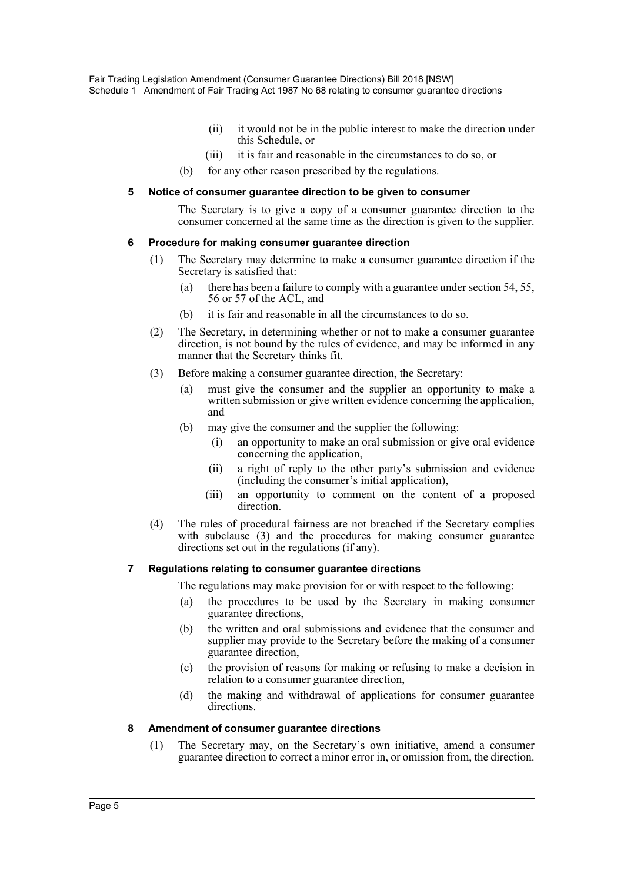(ii) it would not be in the public interest to make the direction under this Schedule, or

(iii) it is fair and reasonable in the circumstances to do so, or

(b) for any other reason prescribed by the regulations.

**5 Notice of consumer guarantee direction to be given to consumer**

The Secretary is to give a copy of a consumer guarantee direction to the consumer concerned at the same time as the direction is given to the supplier.

**6 Procedure for making consumer guarantee direction**

(1) The Secretary may determine to make a consumer guarantee direction if the Secretary is satisfied that:

(a) there has been a failure to comply with a guarantee under section 54, 55, 56 or 57 of the ACL, and

(b) it is fair and reasonable in all the circumstances to do so.

(2) The Secretary, in determining whether or not to make a consumer guarantee direction, is not bound by the rules of evidence, and may be informed in any manner that the Secretary thinks fit.

(3) Before making a consumer guarantee direction, the Secretary:

(a) must give the consumer and the supplier an opportunity to make a written submission or give written evidence concerning the application, and

(b) may give the consumer and the supplier the following:

(i) an opportunity to make an oral submission or give oral evidence concerning the application,

(ii) a right of reply to the other party's submission and evidence (including the consumer's initial application),

(iii) an opportunity to comment on the content of a proposed direction.

(4) The rules of procedural fairness are not breached if the Secretary complies with subclause (3) and the procedures for making consumer guarantee directions set out in the regulations (if any).

**7 Regulations relating to consumer guarantee directions**

The regulations may make provision for or with respect to the following:

(a) the procedures to be used by the Secretary in making consumer guarantee directions,

(b) the written and oral submissions and evidence that the consumer and supplier may provide to the Secretary before the making of a consumer guarantee direction,

(c) the provision of reasons for making or refusing to make a decision in relation to a consumer guarantee direction,

(d) the making and withdrawal of applications for consumer guarantee directions.

**8 Amendment of consumer guarantee directions**

(1) The Secretary may, on the Secretary's own initiative, amend a consumer guarantee direction to correct a minor error in, or omission from, the direction.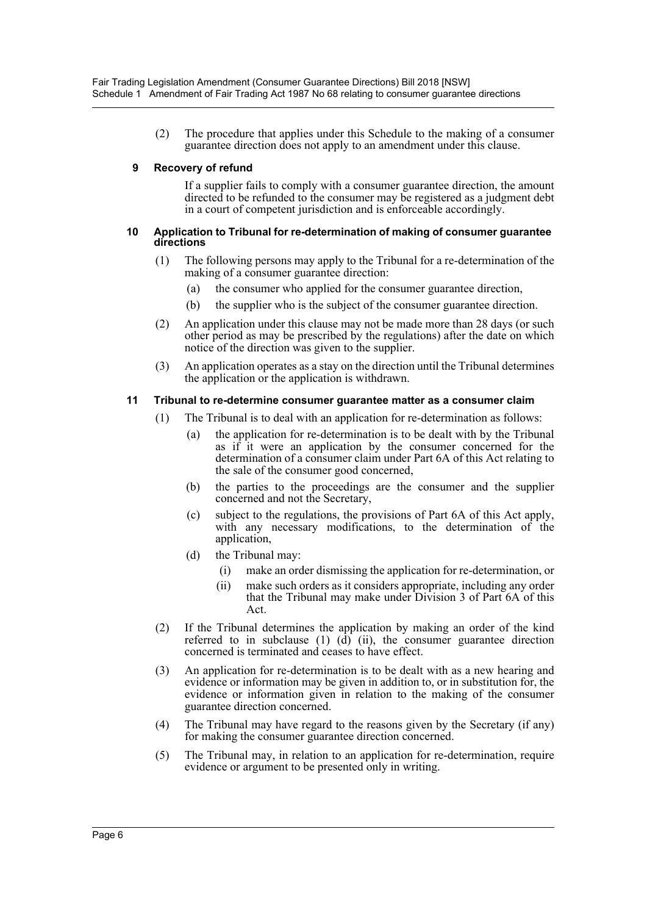(2) The procedure that applies under this Schedule to the making of a consumer guarantee direction does not apply to an amendment under this clause.

**9 Recovery of refund**

If a supplier fails to comply with a consumer guarantee direction, the amount directed to be refunded to the consumer may be registered as a judgment debt in a court of competent jurisdiction and is enforceable accordingly.

**10 Application to Tribunal for re-determination of making of consumer guarantee directions**

(1) The following persons may apply to the Tribunal for a re-determination of the making of a consumer guarantee direction:

- (a) the consumer who applied for the consumer guarantee direction,
- (b) the supplier who is the subject of the consumer guarantee direction.

(2) An application under this clause may not be made more than 28 days (or such other period as may be prescribed by the regulations) after the date on which notice of the direction was given to the supplier.

(3) An application operates as a stay on the direction until the Tribunal determines the application or the application is withdrawn.

**11 Tribunal to re-determine consumer guarantee matter as a consumer claim**

(1) The Tribunal is to deal with an application for re-determination as follows:

- (a) the application for re-determination is to be dealt with by the Tribunal as if it were an application by the consumer concerned for the determination of a consumer claim under Part 6A of this Act relating to the sale of the consumer good concerned,
- (b) the parties to the proceedings are the consumer and the supplier concerned and not the Secretary,
- (c) subject to the regulations, the provisions of Part 6A of this Act apply, with any necessary modifications, to the determination of the application,
- (d) the Tribunal may:
  - (i) make an order dismissing the application for re-determination, or
  - (ii) make such orders as it considers appropriate, including any order that the Tribunal may make under Division 3 of Part 6A of this Act.

(2) If the Tribunal determines the application by making an order of the kind referred to in subclause (1) (d) (ii), the consumer guarantee direction concerned is terminated and ceases to have effect.

(3) An application for re-determination is to be dealt with as a new hearing and evidence or information may be given in addition to, or in substitution for, the evidence or information given in relation to the making of the consumer guarantee direction concerned.

(4) The Tribunal may have regard to the reasons given by the Secretary (if any) for making the consumer guarantee direction concerned.

(5) The Tribunal may, in relation to an application for re-determination, require evidence or argument to be presented only in writing.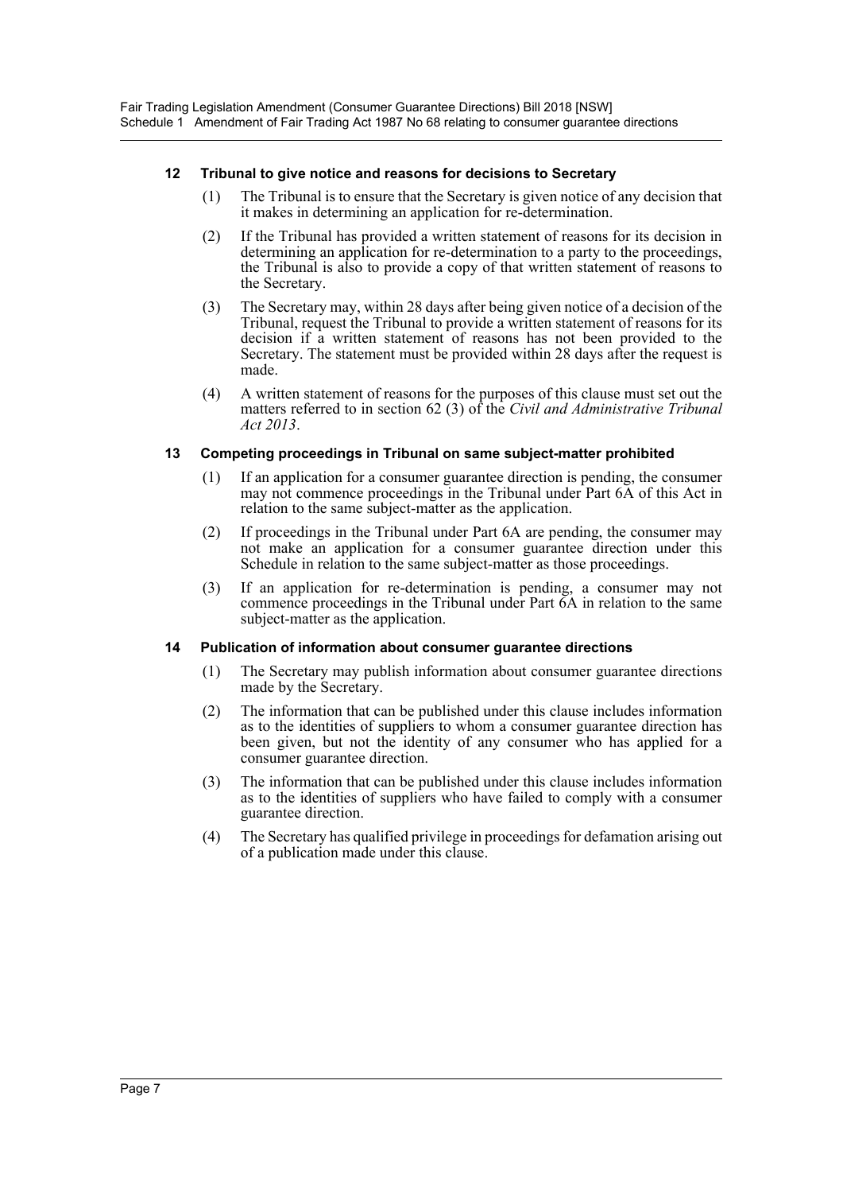### 12 Tribunal to give notice and reasons for decisions to Secretary

(1) The Tribunal is to ensure that the Secretary is given notice of any decision that it makes in determining an application for re-determination.

(2) If the Tribunal has provided a written statement of reasons for its decision in determining an application for re-determination to a party to the proceedings, the Tribunal is also to provide a copy of that written statement of reasons to the Secretary.

(3) The Secretary may, within 28 days after being given notice of a decision of the Tribunal, request the Tribunal to provide a written statement of reasons for its decision if a written statement of reasons has not been provided to the Secretary. The statement must be provided within 28 days after the request is made.

(4) A written statement of reasons for the purposes of this clause must set out the matters referred to in section 62 (3) of the *Civil and Administrative Tribunal Act 2013*.

### 13 Competing proceedings in Tribunal on same subject-matter prohibited

(1) If an application for a consumer guarantee direction is pending, the consumer may not commence proceedings in the Tribunal under Part 6A of this Act in relation to the same subject-matter as the application.

(2) If proceedings in the Tribunal under Part 6A are pending, the consumer may not make an application for a consumer guarantee direction under this Schedule in relation to the same subject-matter as those proceedings.

(3) If an application for re-determination is pending, a consumer may not commence proceedings in the Tribunal under Part 6A in relation to the same subject-matter as the application.

### 14 Publication of information about consumer guarantee directions

(1) The Secretary may publish information about consumer guarantee directions made by the Secretary.

(2) The information that can be published under this clause includes information as to the identities of suppliers to whom a consumer guarantee direction has been given, but not the identity of any consumer who has applied for a consumer guarantee direction.

(3) The information that can be published under this clause includes information as to the identities of suppliers who have failed to comply with a consumer guarantee direction.

(4) The Secretary has qualified privilege in proceedings for defamation arising out of a publication made under this clause.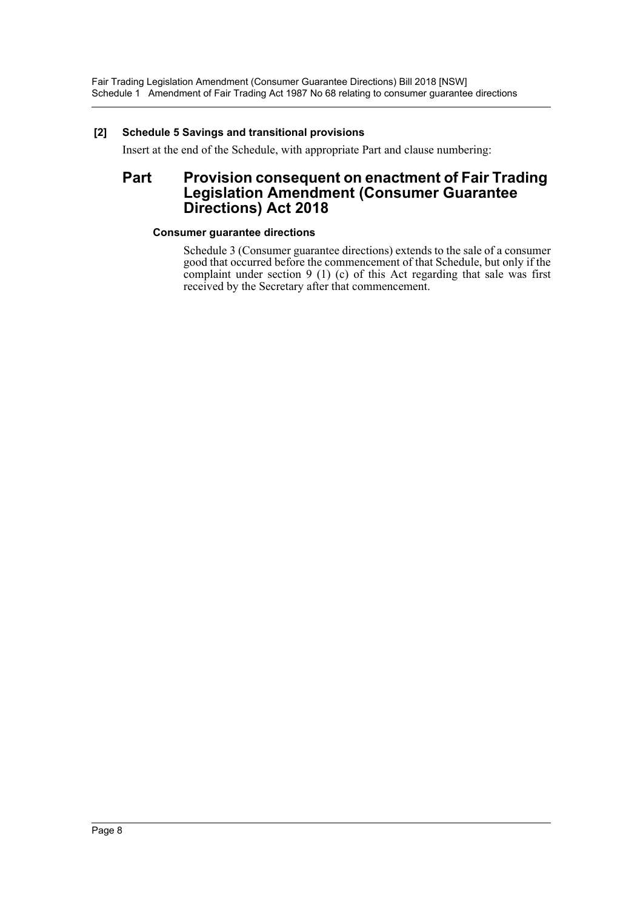**[2] Schedule 5 Savings and transitional provisions**

Insert at the end of the Schedule, with appropriate Part and clause numbering:

## Part Provision consequent on enactment of Fair Trading Legislation Amendment (Consumer Guarantee Directions) Act 2018

### Consumer guarantee directions

Schedule 3 (Consumer guarantee directions) extends to the sale of a consumer good that occurred before the commencement of that Schedule, but only if the complaint under section 9 (1) (c) of this Act regarding that sale was first received by the Secretary after that commencement.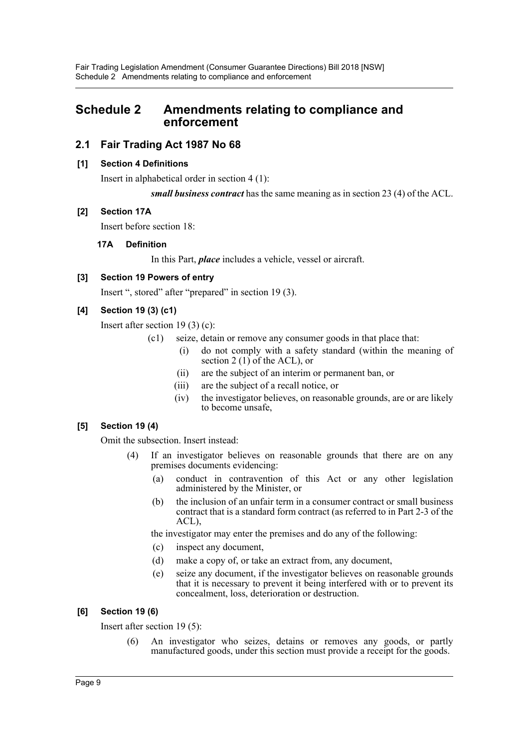# Schedule 2 Amendments relating to compliance and enforcement

## 2.1 Fair Trading Act 1987 No 68

### [1] Section 4 Definitions

Insert in alphabetical order in section 4 (1):

> ***small business contract*** has the same meaning as in section 23 (4) of the ACL.

### [2] Section 17A

Insert before section 18:

#### 17A Definition

In this Part, ***place*** includes a vehicle, vessel or aircraft.

### [3] Section 19 Powers of entry

Insert ", stored" after "prepared" in section 19 (3).

### [4] Section 19 (3) (c1)

Insert after section 19 (3) (c):

(c1) seize, detain or remove any consumer goods in that place that:

- (i) do not comply with a safety standard (within the meaning of section 2 (1) of the ACL), or
- (ii) are the subject of an interim or permanent ban, or
- (iii) are the subject of a recall notice, or
- (iv) the investigator believes, on reasonable grounds, are or are likely to become unsafe,

### [5] Section 19 (4)

Omit the subsection. Insert instead:

(4) If an investigator believes on reasonable grounds that there are on any premises documents evidencing:

- (a) conduct in contravention of this Act or any other legislation administered by the Minister, or
- (b) the inclusion of an unfair term in a consumer contract or small business contract that is a standard form contract (as referred to in Part 2-3 of the ACL),

the investigator may enter the premises and do any of the following:

- (c) inspect any document,
- (d) make a copy of, or take an extract from, any document,
- (e) seize any document, if the investigator believes on reasonable grounds that it is necessary to prevent it being interfered with or to prevent its concealment, loss, deterioration or destruction.

### [6] Section 19 (6)

Insert after section 19 (5):

(6) An investigator who seizes, detains or removes any goods, or partly manufactured goods, under this section must provide a receipt for the goods.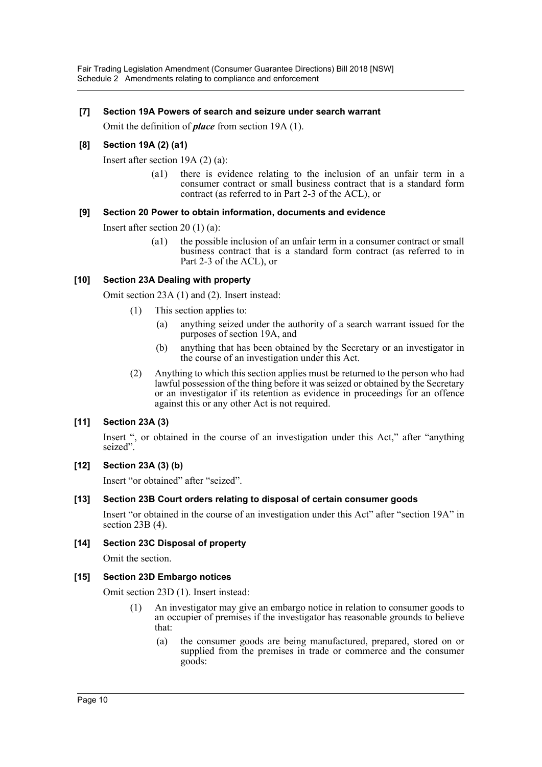### [7] Section 19A Powers of search and seizure under search warrant

Omit the definition of ***place*** from section 19A (1).

### [8] Section 19A (2) (a1)

Insert after section 19A (2) (a):

> (a1) there is evidence relating to the inclusion of an unfair term in a consumer contract or small business contract that is a standard form contract (as referred to in Part 2-3 of the ACL), or

### [9] Section 20 Power to obtain information, documents and evidence

Insert after section 20 (1) (a):

> (a1) the possible inclusion of an unfair term in a consumer contract or small business contract that is a standard form contract (as referred to in Part 2-3 of the ACL), or

### [10] Section 23A Dealing with property

Omit section 23A (1) and (2). Insert instead:

> (1) This section applies to:
>
> (a) anything seized under the authority of a search warrant issued for the purposes of section 19A, and
>
> (b) anything that has been obtained by the Secretary or an investigator in the course of an investigation under this Act.
>
> (2) Anything to which this section applies must be returned to the person who had lawful possession of the thing before it was seized or obtained by the Secretary or an investigator if its retention as evidence in proceedings for an offence against this or any other Act is not required.

### [11] Section 23A (3)

Insert ", or obtained in the course of an investigation under this Act," after "anything seized".

### [12] Section 23A (3) (b)

Insert "or obtained" after "seized".

### [13] Section 23B Court orders relating to disposal of certain consumer goods

Insert "or obtained in the course of an investigation under this Act" after "section 19A" in section 23B (4).

### [14] Section 23C Disposal of property

Omit the section.

### [15] Section 23D Embargo notices

Omit section 23D (1). Insert instead:

> (1) An investigator may give an embargo notice in relation to consumer goods to an occupier of premises if the investigator has reasonable grounds to believe that:
>
> (a) the consumer goods are being manufactured, prepared, stored on or supplied from the premises in trade or commerce and the consumer goods: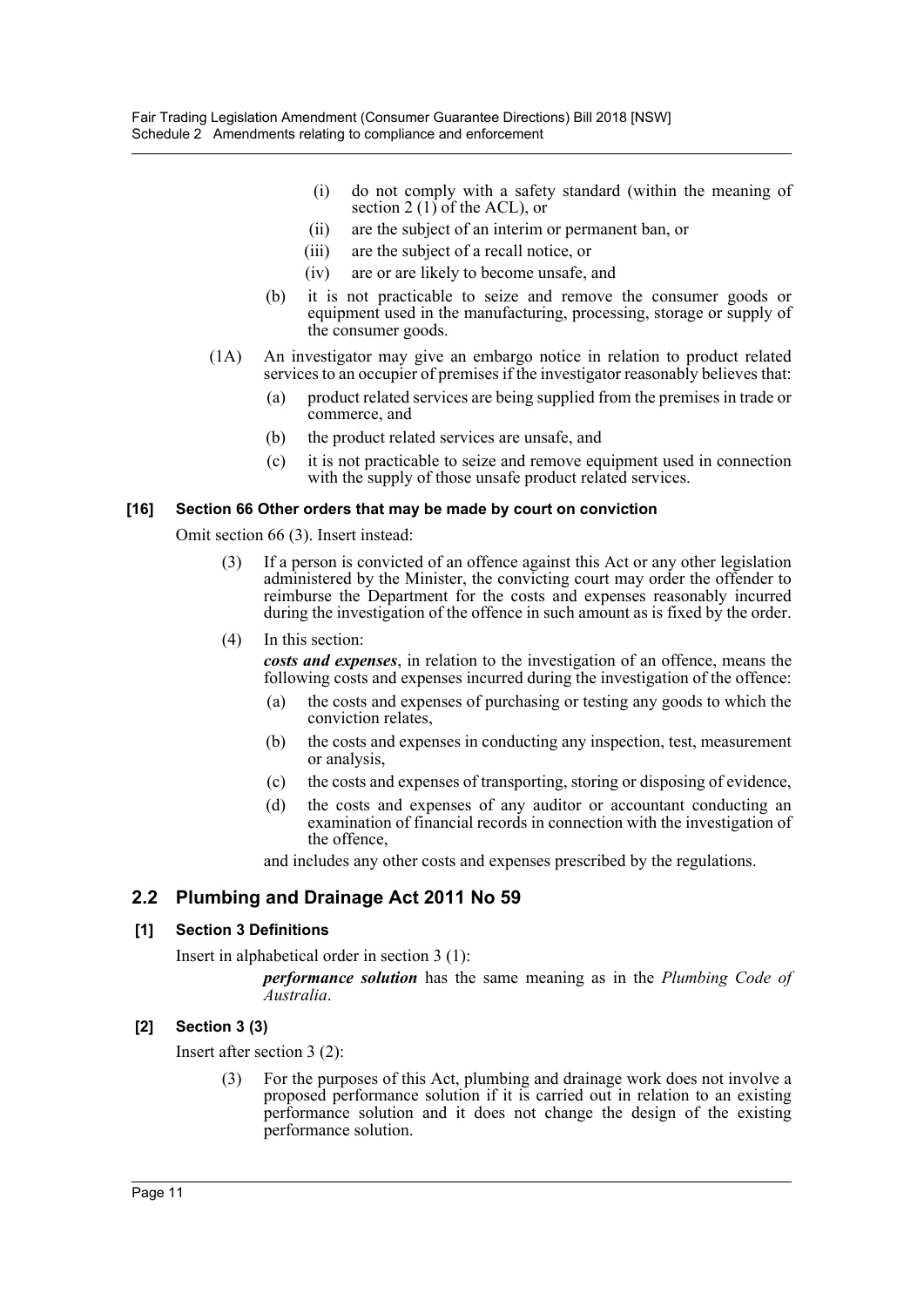(i) do not comply with a safety standard (within the meaning of section 2 (1) of the ACL), or

(ii) are the subject of an interim or permanent ban, or

(iii) are the subject of a recall notice, or

(iv) are or are likely to become unsafe, and

(b) it is not practicable to seize and remove the consumer goods or equipment used in the manufacturing, processing, storage or supply of the consumer goods.

(1A) An investigator may give an embargo notice in relation to product related services to an occupier of premises if the investigator reasonably believes that:

(a) product related services are being supplied from the premises in trade or commerce, and

(b) the product related services are unsafe, and

(c) it is not practicable to seize and remove equipment used in connection with the supply of those unsafe product related services.

#### [16] Section 66 Other orders that may be made by court on conviction

Omit section 66 (3). Insert instead:

(3) If a person is convicted of an offence against this Act or any other legislation administered by the Minister, the convicting court may order the offender to reimburse the Department for the costs and expenses reasonably incurred during the investigation of the offence in such amount as is fixed by the order.

(4) In this section:

***costs and expenses***, in relation to the investigation of an offence, means the following costs and expenses incurred during the investigation of the offence:

(a) the costs and expenses of purchasing or testing any goods to which the conviction relates,

(b) the costs and expenses in conducting any inspection, test, measurement or analysis,

(c) the costs and expenses of transporting, storing or disposing of evidence,

(d) the costs and expenses of any auditor or accountant conducting an examination of financial records in connection with the investigation of the offence,

and includes any other costs and expenses prescribed by the regulations.

## 2.2 Plumbing and Drainage Act 2011 No 59

#### [1] Section 3 Definitions

Insert in alphabetical order in section 3 (1):

***performance solution*** has the same meaning as in the *Plumbing Code of Australia*.

#### [2] Section 3 (3)

Insert after section 3 (2):

(3) For the purposes of this Act, plumbing and drainage work does not involve a proposed performance solution if it is carried out in relation to an existing performance solution and it does not change the design of the existing performance solution.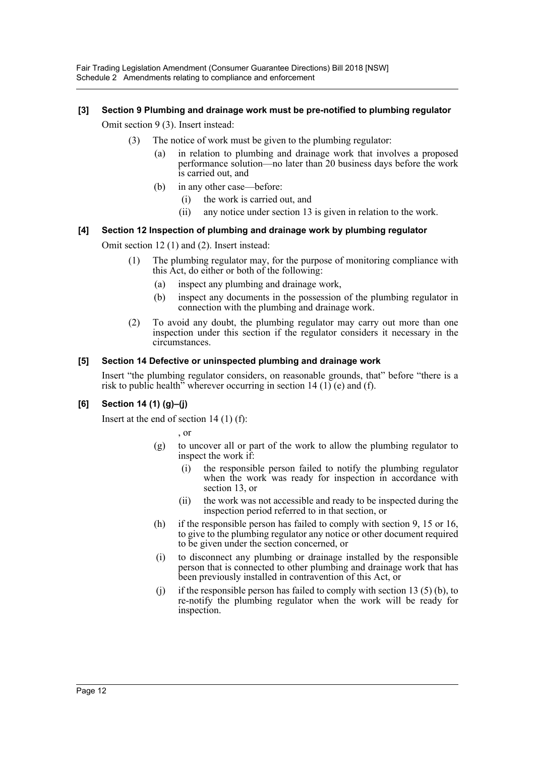### [3] Section 9 Plumbing and drainage work must be pre-notified to plumbing regulator

Omit section 9 (3). Insert instead:

(3) The notice of work must be given to the plumbing regulator:

(a) in relation to plumbing and drainage work that involves a proposed performance solution—no later than 20 business days before the work is carried out, and

(b) in any other case—before:

(i) the work is carried out, and

(ii) any notice under section 13 is given in relation to the work.

### [4] Section 12 Inspection of plumbing and drainage work by plumbing regulator

Omit section 12 (1) and (2). Insert instead:

(1) The plumbing regulator may, for the purpose of monitoring compliance with this Act, do either or both of the following:

(a) inspect any plumbing and drainage work,

(b) inspect any documents in the possession of the plumbing regulator in connection with the plumbing and drainage work.

(2) To avoid any doubt, the plumbing regulator may carry out more than one inspection under this section if the regulator considers it necessary in the circumstances.

### [5] Section 14 Defective or uninspected plumbing and drainage work

Insert "the plumbing regulator considers, on reasonable grounds, that" before "there is a risk to public health" wherever occurring in section 14 (1) (e) and (f).

### [6] Section 14 (1) (g)–(j)

Insert at the end of section 14 (1) (f):

, or

(g) to uncover all or part of the work to allow the plumbing regulator to inspect the work if:

(i) the responsible person failed to notify the plumbing regulator when the work was ready for inspection in accordance with section 13, or

(ii) the work was not accessible and ready to be inspected during the inspection period referred to in that section, or

(h) if the responsible person has failed to comply with section 9, 15 or 16, to give to the plumbing regulator any notice or other document required to be given under the section concerned, or

(i) to disconnect any plumbing or drainage installed by the responsible person that is connected to other plumbing and drainage work that has been previously installed in contravention of this Act, or

(j) if the responsible person has failed to comply with section 13 (5) (b), to re-notify the plumbing regulator when the work will be ready for inspection.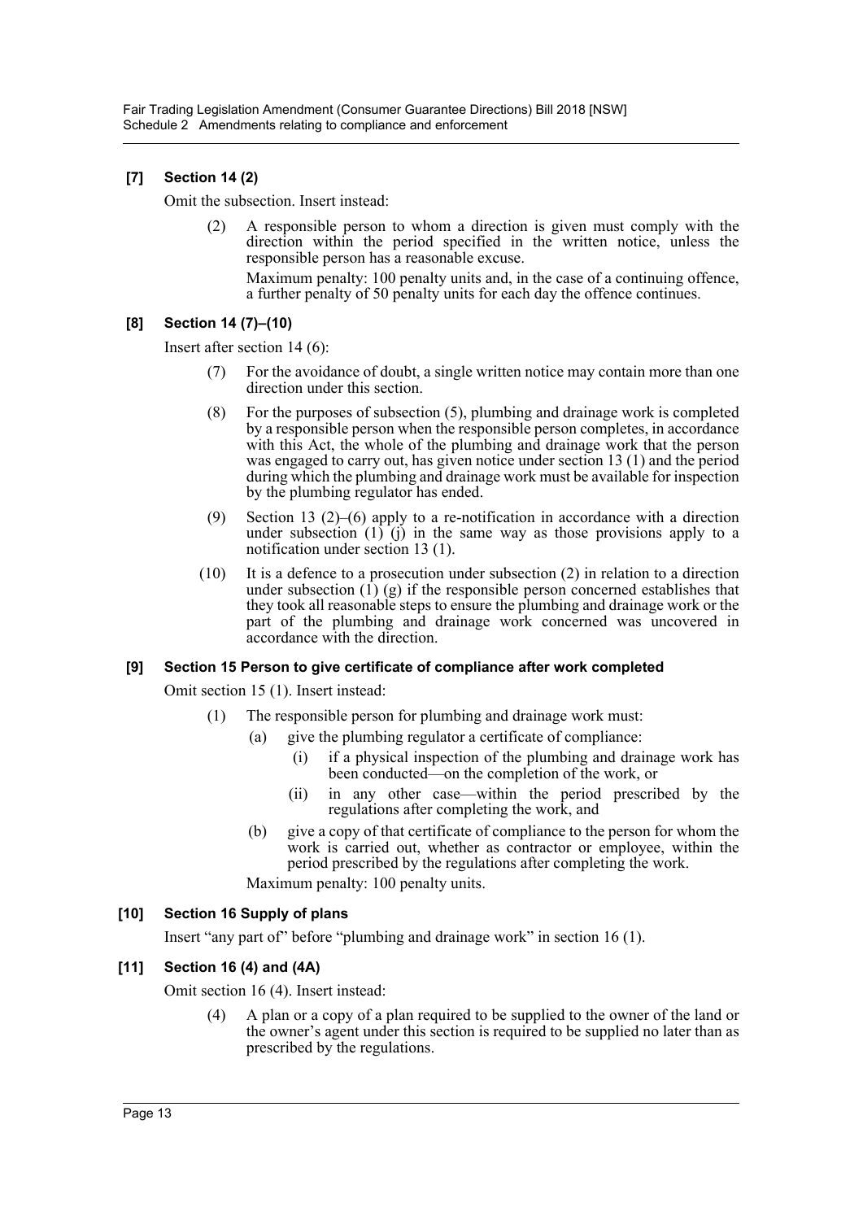**[7] Section 14 (2)**

Omit the subsection. Insert instead:

(2) A responsible person to whom a direction is given must comply with the direction within the period specified in the written notice, unless the responsible person has a reasonable excuse.

Maximum penalty: 100 penalty units and, in the case of a continuing offence, a further penalty of 50 penalty units for each day the offence continues.

**[8] Section 14 (7)–(10)**

Insert after section 14 (6):

(7) For the avoidance of doubt, a single written notice may contain more than one direction under this section.

(8) For the purposes of subsection (5), plumbing and drainage work is completed by a responsible person when the responsible person completes, in accordance with this Act, the whole of the plumbing and drainage work that the person was engaged to carry out, has given notice under section 13 (1) and the period during which the plumbing and drainage work must be available for inspection by the plumbing regulator has ended.

(9) Section 13 (2)–(6) apply to a re-notification in accordance with a direction under subsection (1) (j) in the same way as those provisions apply to a notification under section 13 (1).

(10) It is a defence to a prosecution under subsection (2) in relation to a direction under subsection (1) (g) if the responsible person concerned establishes that they took all reasonable steps to ensure the plumbing and drainage work or the part of the plumbing and drainage work concerned was uncovered in accordance with the direction.

**[9] Section 15 Person to give certificate of compliance after work completed**

Omit section 15 (1). Insert instead:

(1) The responsible person for plumbing and drainage work must:

(a) give the plumbing regulator a certificate of compliance:

(i) if a physical inspection of the plumbing and drainage work has been conducted—on the completion of the work, or

(ii) in any other case—within the period prescribed by the regulations after completing the work, and

(b) give a copy of that certificate of compliance to the person for whom the work is carried out, whether as contractor or employee, within the period prescribed by the regulations after completing the work.

Maximum penalty: 100 penalty units.

**[10] Section 16 Supply of plans**

Insert "any part of" before "plumbing and drainage work" in section 16 (1).

**[11] Section 16 (4) and (4A)**

Omit section 16 (4). Insert instead:

(4) A plan or a copy of a plan required to be supplied to the owner of the land or the owner's agent under this section is required to be supplied no later than as prescribed by the regulations.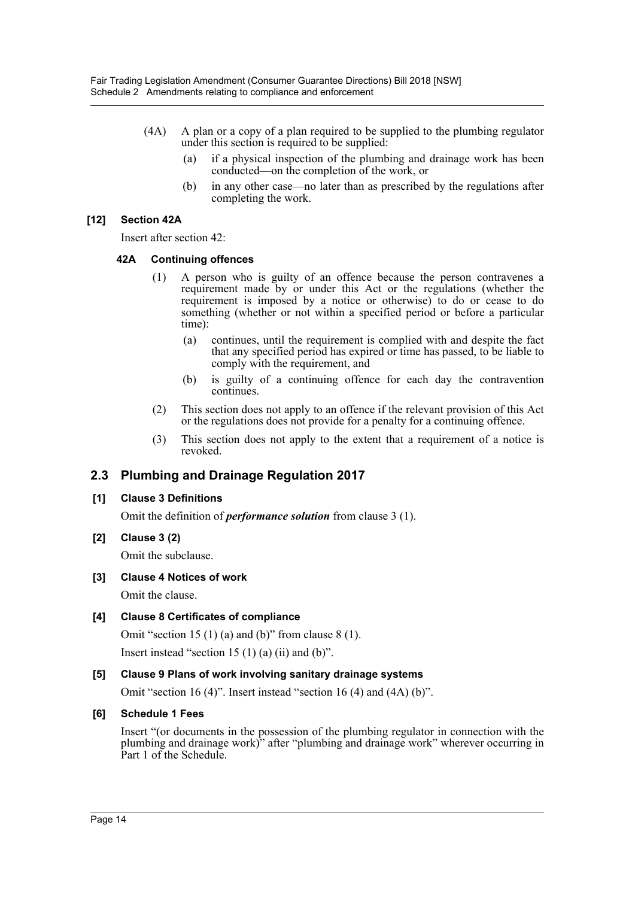(4A) A plan or a copy of a plan required to be supplied to the plumbing regulator under this section is required to be supplied:

(a) if a physical inspection of the plumbing and drainage work has been conducted—on the completion of the work, or

(b) in any other case—no later than as prescribed by the regulations after completing the work.

**[12] Section 42A**

Insert after section 42:

**42A Continuing offences**

(1) A person who is guilty of an offence because the person contravenes a requirement made by or under this Act or the regulations (whether the requirement is imposed by a notice or otherwise) to do or cease to do something (whether or not within a specified period or before a particular time):

(a) continues, until the requirement is complied with and despite the fact that any specified period has expired or time has passed, to be liable to comply with the requirement, and

(b) is guilty of a continuing offence for each day the contravention continues.

(2) This section does not apply to an offence if the relevant provision of this Act or the regulations does not provide for a penalty for a continuing offence.

(3) This section does not apply to the extent that a requirement of a notice is revoked.

## 2.3 Plumbing and Drainage Regulation 2017

**[1] Clause 3 Definitions**

Omit the definition of ***performance solution*** from clause 3 (1).

**[2] Clause 3 (2)**

Omit the subclause.

**[3] Clause 4 Notices of work**

Omit the clause.

**[4] Clause 8 Certificates of compliance**

Omit "section 15 (1) (a) and (b)" from clause 8 (1).

Insert instead "section 15 (1) (a) (ii) and (b)".

**[5] Clause 9 Plans of work involving sanitary drainage systems**

Omit "section 16 (4)". Insert instead "section 16 (4) and (4A) (b)".

**[6] Schedule 1 Fees**

Insert "(or documents in the possession of the plumbing regulator in connection with the plumbing and drainage work)" after "plumbing and drainage work" wherever occurring in Part 1 of the Schedule.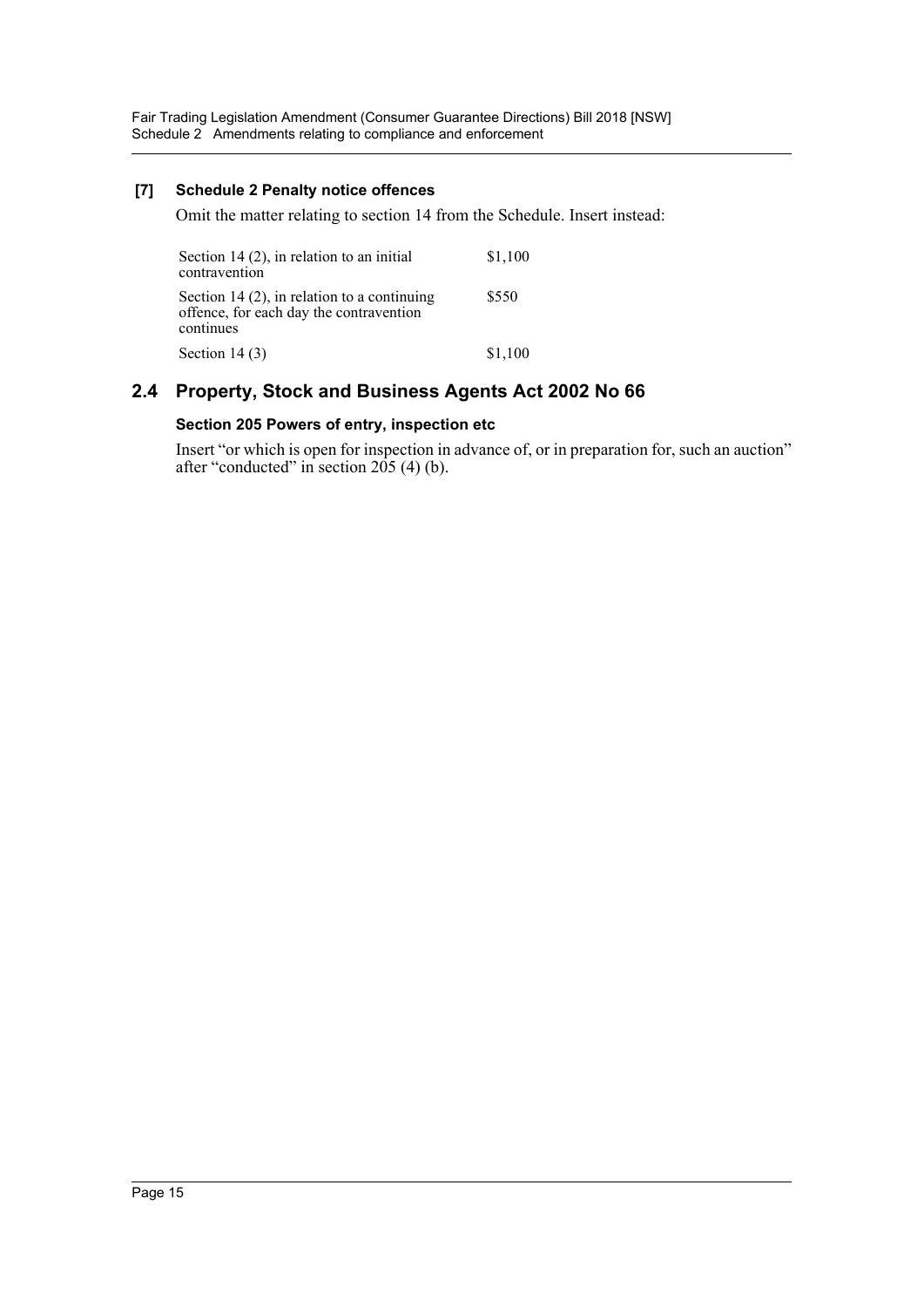### [7] Schedule 2 Penalty notice offences

Omit the matter relating to section 14 from the Schedule. Insert instead:

| | |
|---|---|
| Section 14 (2), in relation to an initial contravention | \$1,100 |
| Section 14 (2), in relation to a continuing offence, for each day the contravention continues | \$550 |
| Section 14 (3) | \$1,100 |

## 2.4 Property, Stock and Business Agents Act 2002 No 66

### Section 205 Powers of entry, inspection etc

Insert "or which is open for inspection in advance of, or in preparation for, such an auction" after "conducted" in section 205 (4) (b).